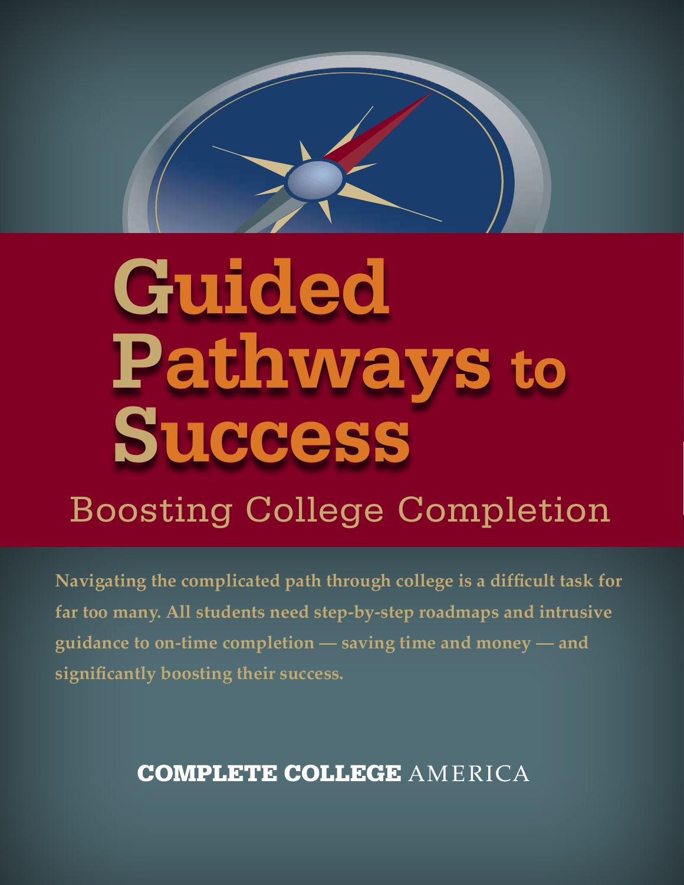# Guided Pathways to Success

## Boosting College Completion

**Navigating the complicated path through college is a difficult task for far too many. All students need step-by-step roadmaps and intrusive guidance to on-time completion — saving time and money — and significantly boosting their success.**

**COMPLETE COLLEGE** AMERICA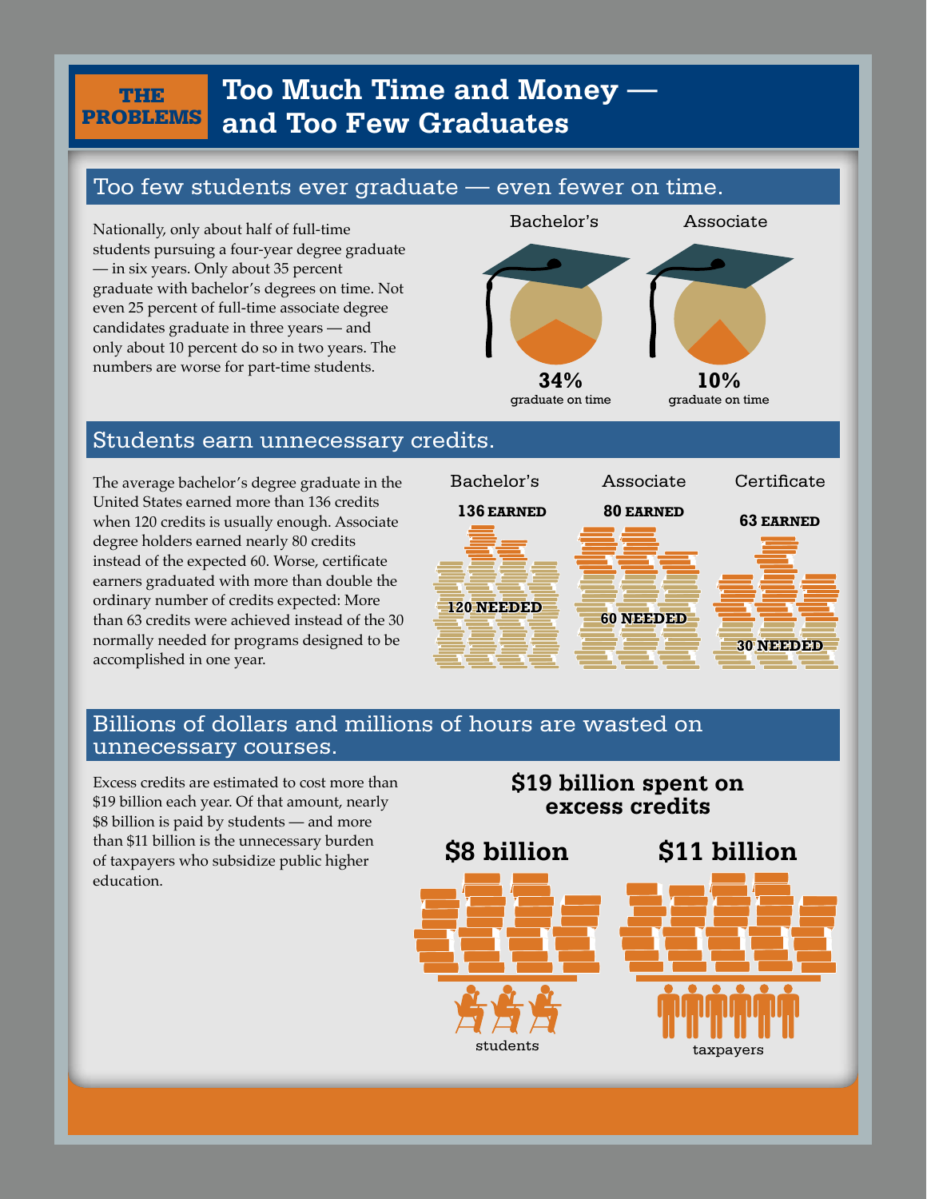**THE PROBLEMS**

# Too Much Time and Money — and Too Few Graduates

## Too few students ever graduate — even fewer on time.

Nationally, only about half of full-time students pursuing a four-year degree graduate — in six years. Only about 35 percent graduate with bachelor's degrees on time. Not even 25 percent of full-time associate degree candidates graduate in three years — and only about 10 percent do so in two years. The numbers are worse for part-time students.

Bachelor's

**34%**
graduate on time

Associate

**10%**
graduate on time

## Students earn unnecessary credits.

The average bachelor's degree graduate in the United States earned more than 136 credits when 120 credits is usually enough. Associate degree holders earned nearly 80 credits instead of the expected 60. Worse, certificate earners graduated with more than double the ordinary number of credits expected: More than 63 credits were achieved instead of the 30 normally needed for programs designed to be accomplished in one year.

| | Bachelor's | Associate | Certificate |
|---|---|---|---|
| EARNED | 136 | 80 | 63 |
| NEEDED | 120 | 60 | 30 |

## Billions of dollars and millions of hours are wasted on unnecessary courses.

Excess credits are estimated to cost more than $19 billion each year. Of that amount, nearly $8 billion is paid by students — and more than $11 billion is the unnecessary burden of taxpayers who subsidize public higher education.

**$19 billion spent on excess credits**

**$8 billion** — students

**$11 billion** — taxpayers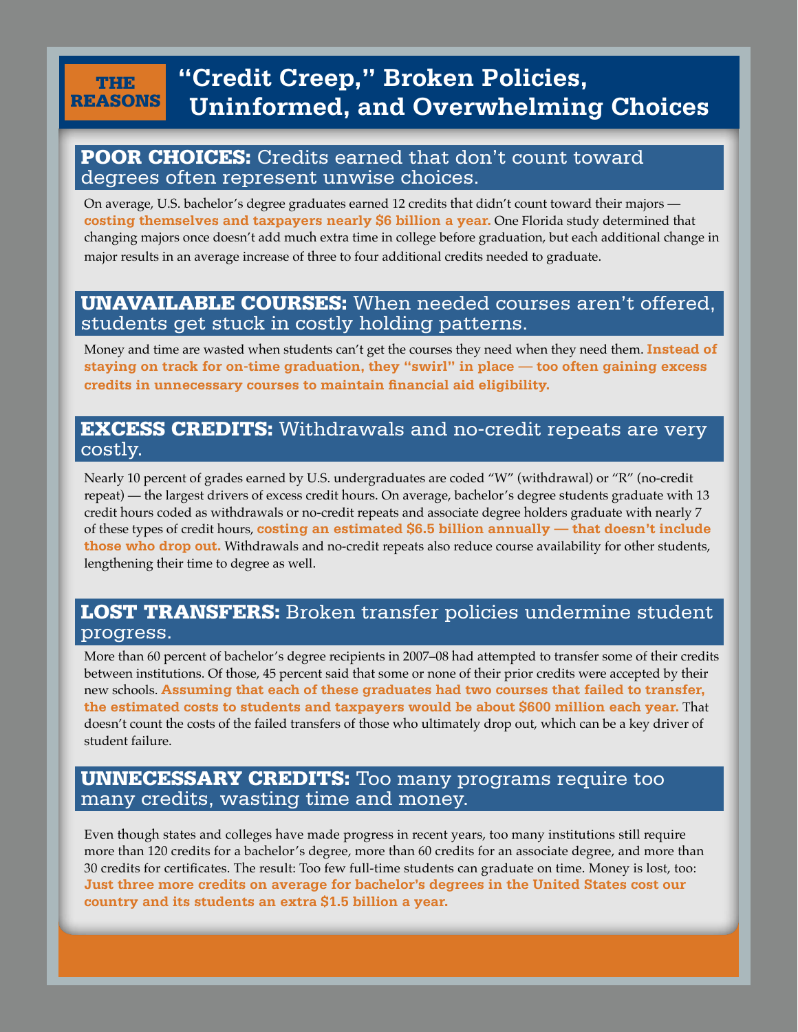**THE REASONS**

# "Credit Creep," Broken Policies, Uninformed, and Overwhelming Choices

## POOR CHOICES: Credits earned that don't count toward degrees often represent unwise choices.

On average, U.S. bachelor's degree graduates earned 12 credits that didn't count toward their majors — **costing themselves and taxpayers nearly $6 billion a year.** One Florida study determined that changing majors once doesn't add much extra time in college before graduation, but each additional change in major results in an average increase of three to four additional credits needed to graduate.

## UNAVAILABLE COURSES: When needed courses aren't offered, students get stuck in costly holding patterns.

Money and time are wasted when students can't get the courses they need when they need them. **Instead of staying on track for on-time graduation, they "swirl" in place — too often gaining excess credits in unnecessary courses to maintain financial aid eligibility.**

## EXCESS CREDITS: Withdrawals and no-credit repeats are very costly.

Nearly 10 percent of grades earned by U.S. undergraduates are coded "W" (withdrawal) or "R" (no-credit repeat) — the largest drivers of excess credit hours. On average, bachelor's degree students graduate with 13 credit hours coded as withdrawals or no-credit repeats and associate degree holders graduate with nearly 7 of these types of credit hours, **costing an estimated $6.5 billion annually — that doesn't include those who drop out.** Withdrawals and no-credit repeats also reduce course availability for other students, lengthening their time to degree as well.

## LOST TRANSFERS: Broken transfer policies undermine student progress.

More than 60 percent of bachelor's degree recipients in 2007–08 had attempted to transfer some of their credits between institutions. Of those, 45 percent said that some or none of their prior credits were accepted by their new schools. **Assuming that each of these graduates had two courses that failed to transfer, the estimated costs to students and taxpayers would be about $600 million each year.** That doesn't count the costs of the failed transfers of those who ultimately drop out, which can be a key driver of student failure.

## UNNECESSARY CREDITS: Too many programs require too many credits, wasting time and money.

Even though states and colleges have made progress in recent years, too many institutions still require more than 120 credits for a bachelor's degree, more than 60 credits for an associate degree, and more than 30 credits for certificates. The result: Too few full-time students can graduate on time. Money is lost, too: **Just three more credits on average for bachelor's degrees in the United States cost our country and its students an extra $1.5 billion a year.**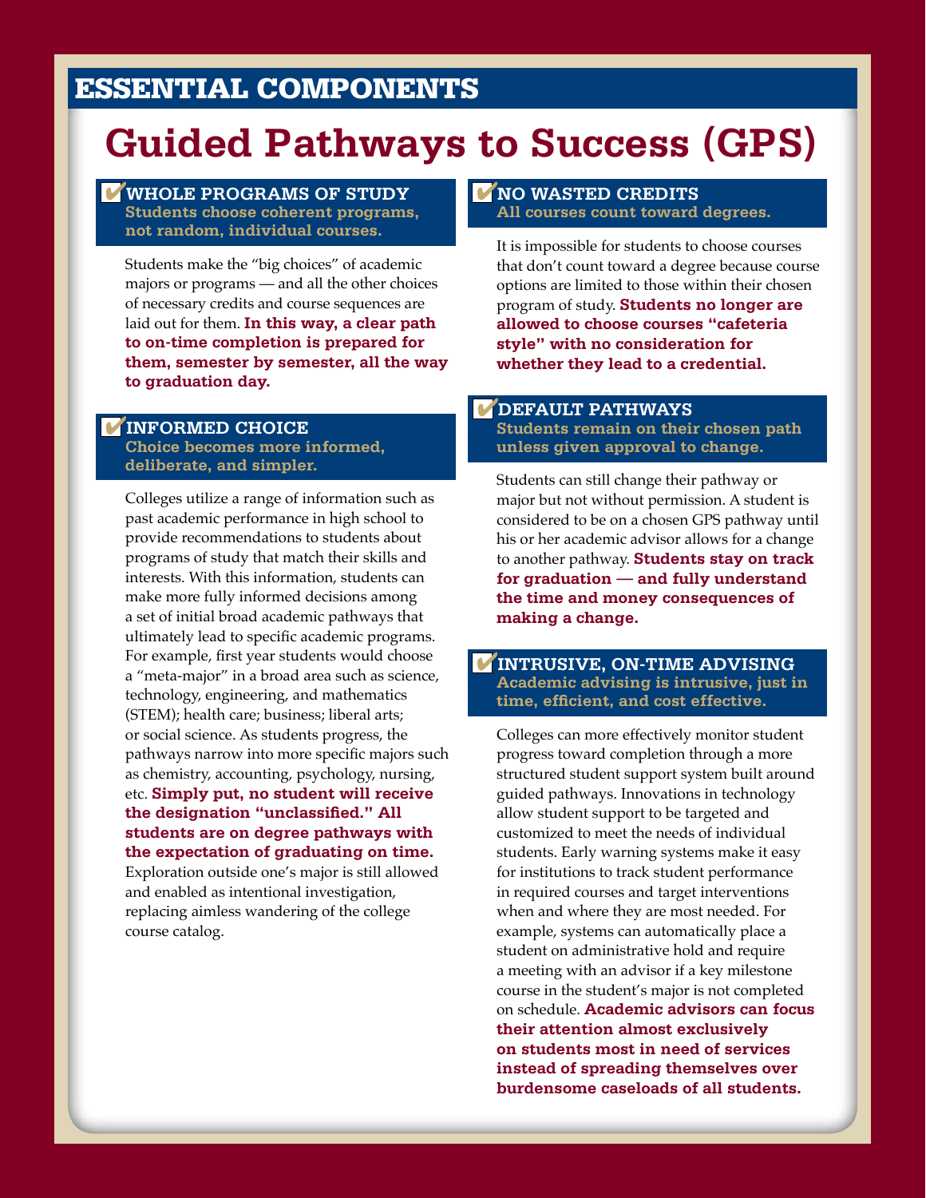## ESSENTIAL COMPONENTS

# Guided Pathways to Success (GPS)

### ✔ WHOLE PROGRAMS OF STUDY

**Students choose coherent programs, not random, individual courses.**

Students make the "big choices" of academic majors or programs — and all the other choices of necessary credits and course sequences are laid out for them. **In this way, a clear path to on-time completion is prepared for them, semester by semester, all the way to graduation day.**

### ✔ INFORMED CHOICE

**Choice becomes more informed, deliberate, and simpler.**

Colleges utilize a range of information such as past academic performance in high school to provide recommendations to students about programs of study that match their skills and interests. With this information, students can make more fully informed decisions among a set of initial broad academic pathways that ultimately lead to specific academic programs. For example, first year students would choose a "meta-major" in a broad area such as science, technology, engineering, and mathematics (STEM); health care; business; liberal arts; or social science. As students progress, the pathways narrow into more specific majors such as chemistry, accounting, psychology, nursing, etc. **Simply put, no student will receive the designation "unclassified." All students are on degree pathways with the expectation of graduating on time.** Exploration outside one's major is still allowed and enabled as intentional investigation, replacing aimless wandering of the college course catalog.

### ✔ NO WASTED CREDITS

**All courses count toward degrees.**

It is impossible for students to choose courses that don't count toward a degree because course options are limited to those within their chosen program of study. **Students no longer are allowed to choose courses "cafeteria style" with no consideration for whether they lead to a credential.**

### ✔ DEFAULT PATHWAYS

**Students remain on their chosen path unless given approval to change.**

Students can still change their pathway or major but not without permission. A student is considered to be on a chosen GPS pathway until his or her academic advisor allows for a change to another pathway. **Students stay on track for graduation — and fully understand the time and money consequences of making a change.**

### ✔ INTRUSIVE, ON-TIME ADVISING

**Academic advising is intrusive, just in time, efficient, and cost effective.**

Colleges can more effectively monitor student progress toward completion through a more structured student support system built around guided pathways. Innovations in technology allow student support to be targeted and customized to meet the needs of individual students. Early warning systems make it easy for institutions to track student performance in required courses and target interventions when and where they are most needed. For example, systems can automatically place a student on administrative hold and require a meeting with an advisor if a key milestone course in the student's major is not completed on schedule. **Academic advisors can focus their attention almost exclusively on students most in need of services instead of spreading themselves over burdensome caseloads of all students.**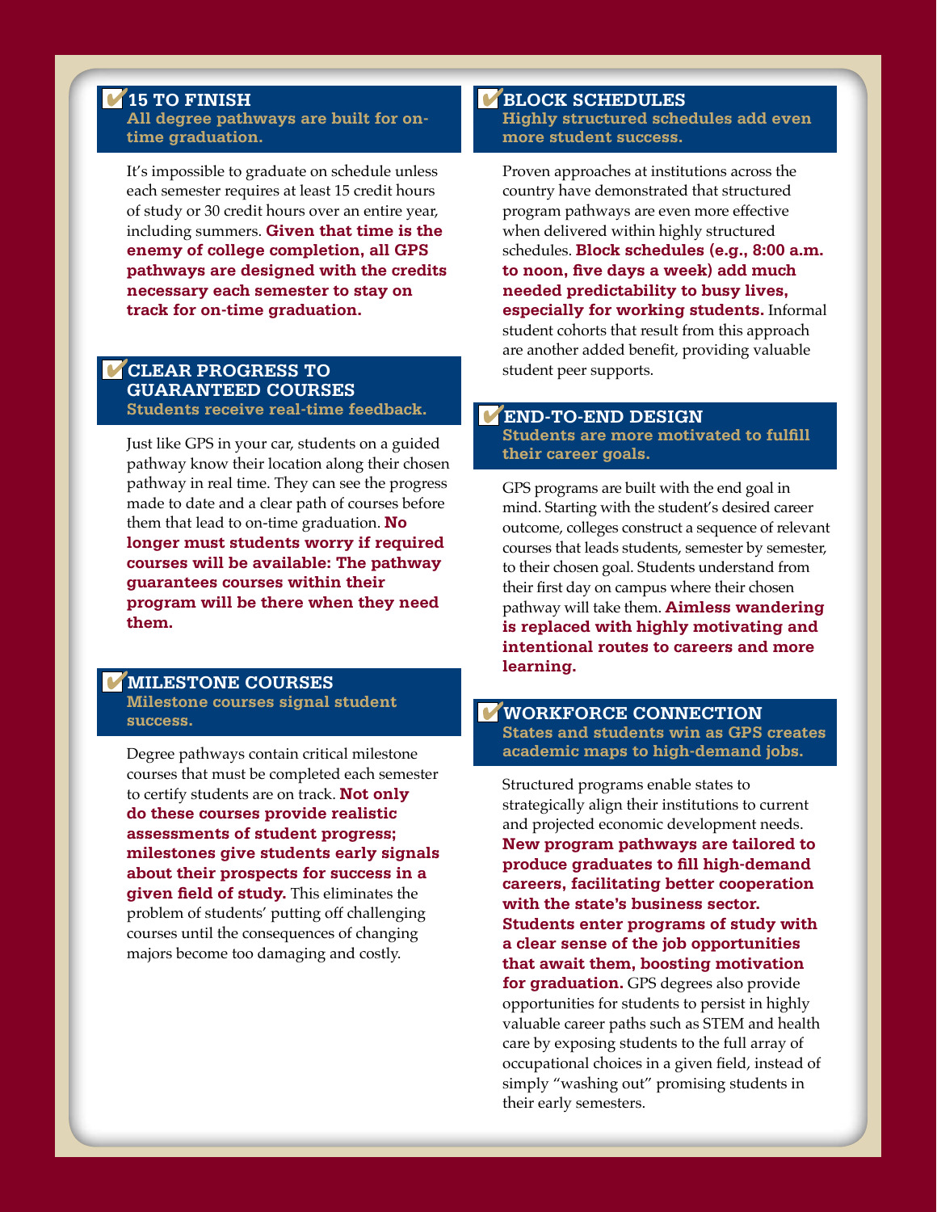## ✔ 15 TO FINISH

**All degree pathways are built for on-time graduation.**

It's impossible to graduate on schedule unless each semester requires at least 15 credit hours of study or 30 credit hours over an entire year, including summers. **Given that time is the enemy of college completion, all GPS pathways are designed with the credits necessary each semester to stay on track for on-time graduation.**

## ✔ CLEAR PROGRESS TO GUARANTEED COURSES

**Students receive real-time feedback.**

Just like GPS in your car, students on a guided pathway know their location along their chosen pathway in real time. They can see the progress made to date and a clear path of courses before them that lead to on-time graduation. **No longer must students worry if required courses will be available: The pathway guarantees courses within their program will be there when they need them.**

## ✔ MILESTONE COURSES

**Milestone courses signal student success.**

Degree pathways contain critical milestone courses that must be completed each semester to certify students are on track. **Not only do these courses provide realistic assessments of student progress; milestones give students early signals about their prospects for success in a given field of study.** This eliminates the problem of students' putting off challenging courses until the consequences of changing majors become too damaging and costly.

## ✔ BLOCK SCHEDULES

**Highly structured schedules add even more student success.**

Proven approaches at institutions across the country have demonstrated that structured program pathways are even more effective when delivered within highly structured schedules. **Block schedules (e.g., 8:00 a.m. to noon, five days a week) add much needed predictability to busy lives, especially for working students.** Informal student cohorts that result from this approach are another added benefit, providing valuable student peer supports.

## ✔ END-TO-END DESIGN

**Students are more motivated to fulfill their career goals.**

GPS programs are built with the end goal in mind. Starting with the student's desired career outcome, colleges construct a sequence of relevant courses that leads students, semester by semester, to their chosen goal. Students understand from their first day on campus where their chosen pathway will take them. **Aimless wandering is replaced with highly motivating and intentional routes to careers and more learning.**

## ✔ WORKFORCE CONNECTION

**States and students win as GPS creates academic maps to high-demand jobs.**

Structured programs enable states to strategically align their institutions to current and projected economic development needs. **New program pathways are tailored to produce graduates to fill high-demand careers, facilitating better cooperation with the state's business sector. Students enter programs of study with a clear sense of the job opportunities that await them, boosting motivation for graduation.** GPS degrees also provide opportunities for students to persist in highly valuable career paths such as STEM and health care by exposing students to the full array of occupational choices in a given field, instead of simply "washing out" promising students in their early semesters.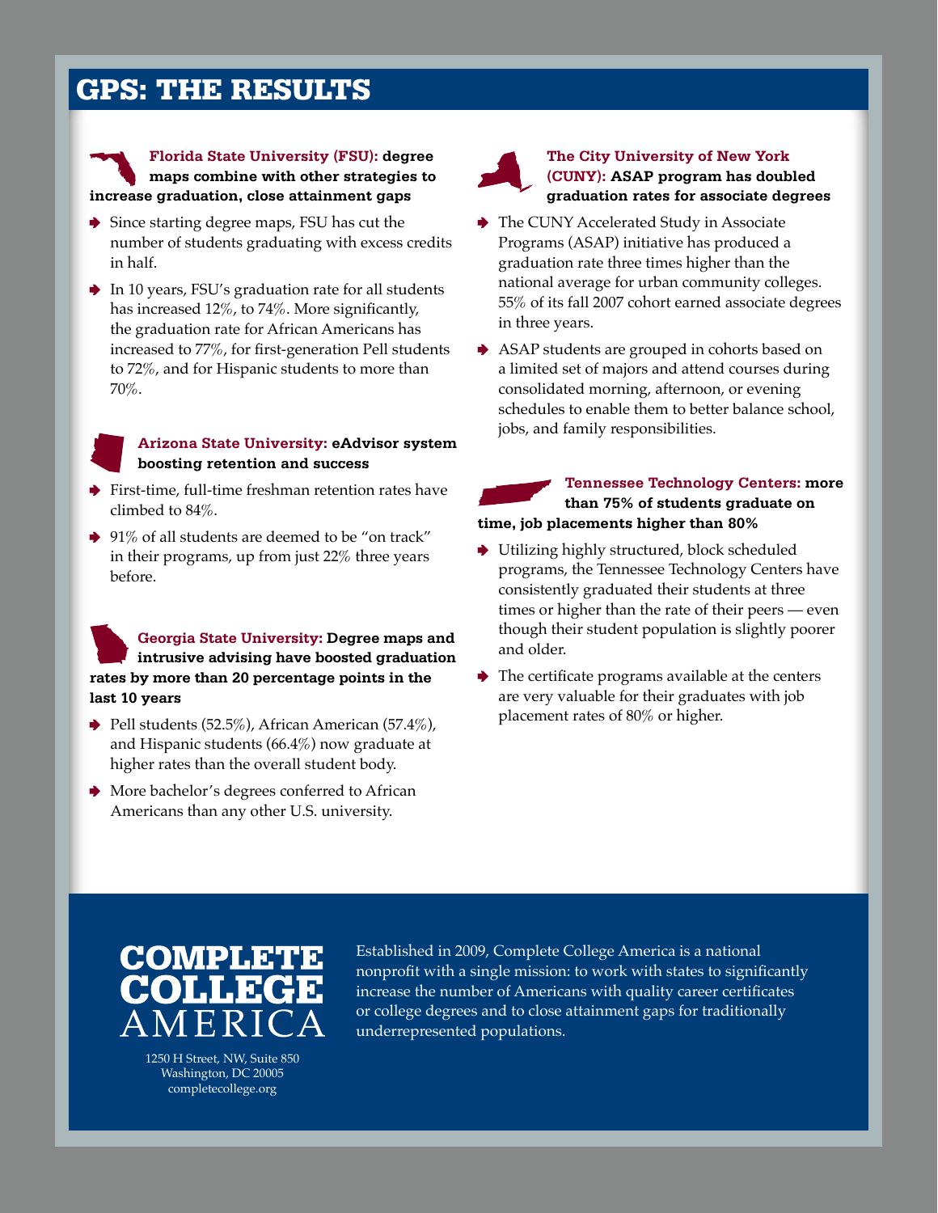# GPS: THE RESULTS

**Florida State University (FSU): degree maps combine with other strategies to increase graduation, close attainment gaps**

- Since starting degree maps, FSU has cut the number of students graduating with excess credits in half.
- In 10 years, FSU's graduation rate for all students has increased 12%, to 74%. More significantly, the graduation rate for African Americans has increased to 77%, for first-generation Pell students to 72%, and for Hispanic students to more than 70%.

**Arizona State University: eAdvisor system boosting retention and success**

- First-time, full-time freshman retention rates have climbed to 84%.
- 91% of all students are deemed to be "on track" in their programs, up from just 22% three years before.

**Georgia State University: Degree maps and intrusive advising have boosted graduation rates by more than 20 percentage points in the last 10 years**

- Pell students (52.5%), African American (57.4%), and Hispanic students (66.4%) now graduate at higher rates than the overall student body.
- More bachelor's degrees conferred to African Americans than any other U.S. university.

**The City University of New York (CUNY): ASAP program has doubled graduation rates for associate degrees**

- The CUNY Accelerated Study in Associate Programs (ASAP) initiative has produced a graduation rate three times higher than the national average for urban community colleges. 55% of its fall 2007 cohort earned associate degrees in three years.
- ASAP students are grouped in cohorts based on a limited set of majors and attend courses during consolidated morning, afternoon, or evening schedules to enable them to better balance school, jobs, and family responsibilities.

**Tennessee Technology Centers: more than 75% of students graduate on time, job placements higher than 80%**

- Utilizing highly structured, block scheduled programs, the Tennessee Technology Centers have consistently graduated their students at three times or higher than the rate of their peers — even though their student population is slightly poorer and older.
- The certificate programs available at the centers are very valuable for their graduates with job placement rates of 80% or higher.

**COMPLETE COLLEGE AMERICA**

1250 H Street, NW, Suite 850
Washington, DC 20005
completecollege.org

Established in 2009, Complete College America is a national nonprofit with a single mission: to work with states to significantly increase the number of Americans with quality career certificates or college degrees and to close attainment gaps for traditionally underrepresented populations.